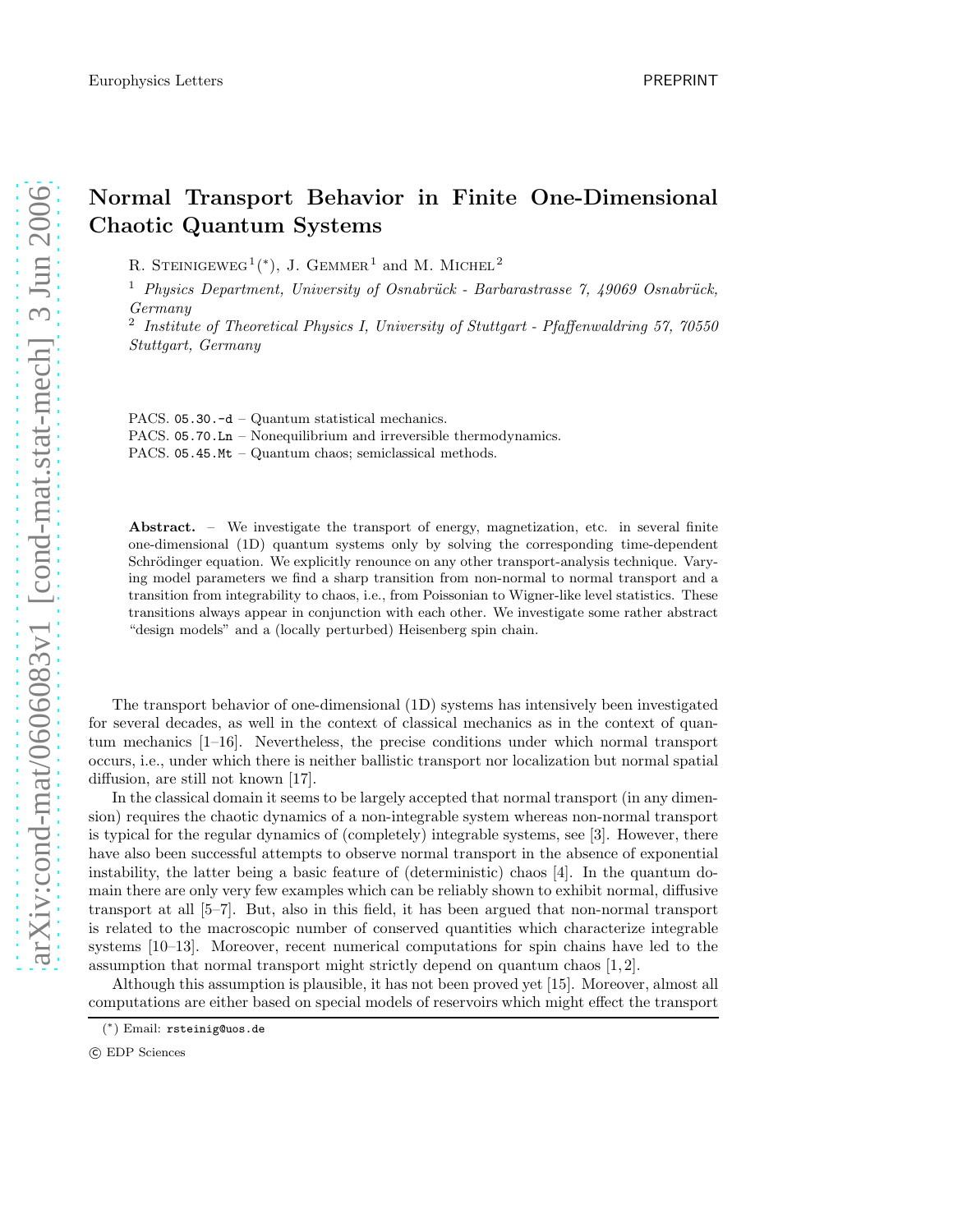# Normal Transport Behavior in Finite One-Dimensional Chaotic Quantum Systems

R. Steinigeweg[1] (*), J. Gemmer[1] and M. Michel[2]

[1] *Physics Department, University of Osnabrück - Barbarastrasse 7, 49069 Osnabrück, Germany*

[2] *Institute of Theoretical Physics I, University of Stuttgart - Pfaffenwaldring 57, 70550 Stuttgart, Germany*

PACS. 05.30.-d – Quantum statistical mechanics.
PACS. 05.70.Ln – Nonequilibrium and irreversible thermodynamics.
PACS. 05.45.Mt – Quantum chaos; semiclassical methods.

**Abstract.** – We investigate the transport of energy, magnetization, etc. in several finite one-dimensional (1D) quantum systems only by solving the corresponding time-dependent Schrödinger equation. We explicitly renounce on any other transport-analysis technique. Varying model parameters we find a sharp transition from non-normal to normal transport and a transition from integrability to chaos, i.e., from Poissonian to Wigner-like level statistics. These transitions always appear in conjunction with each other. We investigate some rather abstract "design models" and a (locally perturbed) Heisenberg spin chain.

The transport behavior of one-dimensional (1D) systems has intensively been investigated for several decades, as well in the context of classical mechanics as in the context of quantum mechanics [1–16]. Nevertheless, the precise conditions under which normal transport occurs, i.e., under which there is neither ballistic transport nor localization but normal spatial diffusion, are still not known [17].

In the classical domain it seems to be largely accepted that normal transport (in any dimension) requires the chaotic dynamics of a non-integrable system whereas non-normal transport is typical for the regular dynamics of (completely) integrable systems, see [3]. However, there have also been successful attempts to observe normal transport in the absence of exponential instability, the latter being a basic feature of (deterministic) chaos [4]. In the quantum domain there are only very few examples which can be reliably shown to exhibit normal, diffusive transport at all [5–7]. But, also in this field, it has been argued that non-normal transport is related to the macroscopic number of conserved quantities which characterize integrable systems [10–13]. Moreover, recent numerical computations for spin chains have led to the assumption that normal transport might strictly depend on quantum chaos [1, 2].

Although this assumption is plausible, it has not been proved yet [15]. Moreover, almost all computations are either based on special models of reservoirs which might effect the transport

(*) Email: rsteinig@uos.de

© EDP Sciences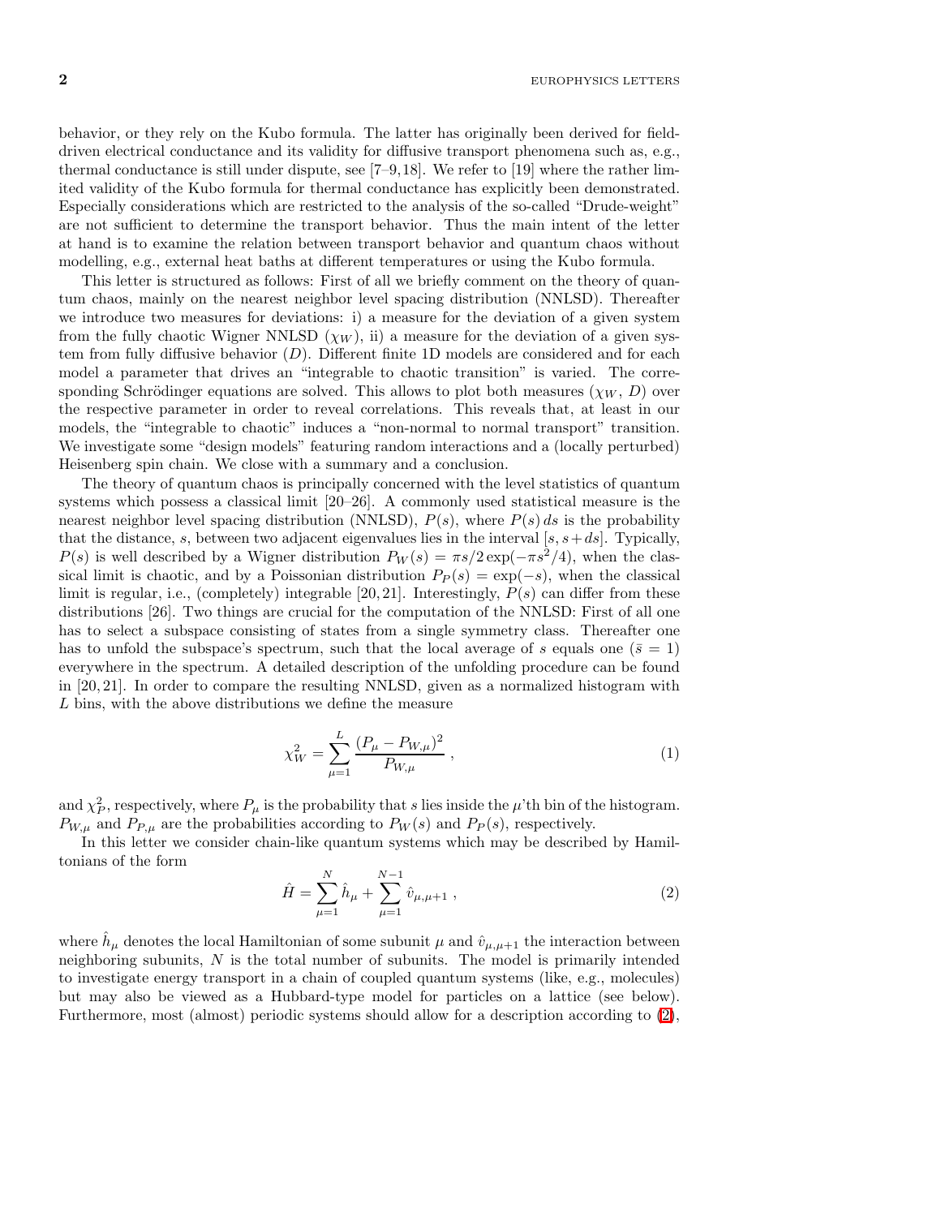behavior, or they rely on the Kubo formula. The latter has originally been derived for field-driven electrical conductance and its validity for diffusive transport phenomena such as, e.g., thermal conductance is still under dispute, see [7–9,18]. We refer to [19] where the rather limited validity of the Kubo formula for thermal conductance has explicitly been demonstrated. Especially considerations which are restricted to the analysis of the so-called "Drude-weight" are not sufficient to determine the transport behavior. Thus the main intent of the letter at hand is to examine the relation between transport behavior and quantum chaos without modelling, e.g., external heat baths at different temperatures or using the Kubo formula.

This letter is structured as follows: First of all we briefly comment on the theory of quantum chaos, mainly on the nearest neighbor level spacing distribution (NNLSD). Thereafter we introduce two measures for deviations: i) a measure for the deviation of a given system from the fully chaotic Wigner NNLSD ($\chi_W$), ii) a measure for the deviation of a given system from fully diffusive behavior ($D$). Different finite 1D models are considered and for each model a parameter that drives an "integrable to chaotic transition" is varied. The corresponding Schrödinger equations are solved. This allows to plot both measures ($\chi_W$, $D$) over the respective parameter in order to reveal correlations. This reveals that, at least in our models, the "integrable to chaotic" induces a "non-normal to normal transport" transition. We investigate some "design models" featuring random interactions and a (locally perturbed) Heisenberg spin chain. We close with a summary and a conclusion.

The theory of quantum chaos is principally concerned with the level statistics of quantum systems which possess a classical limit [20–26]. A commonly used statistical measure is the nearest neighbor level spacing distribution (NNLSD), $P(s)$, where $P(s)\,ds$ is the probability that the distance, $s$, between two adjacent eigenvalues lies in the interval $[s, s+ds]$. Typically, $P(s)$ is well described by a Wigner distribution $P_W(s) = \pi s/2 \exp(-\pi s^2/4)$, when the classical limit is chaotic, and by a Poissonian distribution $P_P(s) = \exp(-s)$, when the classical limit is regular, i.e., (completely) integrable [20,21]. Interestingly, $P(s)$ can differ from these distributions [26]. Two things are crucial for the computation of the NNLSD: First of all one has to select a subspace consisting of states from a single symmetry class. Thereafter one has to unfold the subspace's spectrum, such that the local average of $s$ equals one ($\bar{s} = 1$) everywhere in the spectrum. A detailed description of the unfolding procedure can be found in [20,21]. In order to compare the resulting NNLSD, given as a normalized histogram with $L$ bins, with the above distributions we define the measure

$$\chi_W^2 = \sum_{\mu=1}^{L} \frac{(P_\mu - P_{W,\mu})^2}{P_{W,\mu}} \,, \tag{1}$$

and $\chi_P^2$, respectively, where $P_\mu$ is the probability that $s$ lies inside the $\mu$'th bin of the histogram. $P_{W,\mu}$ and $P_{P,\mu}$ are the probabilities according to $P_W(s)$ and $P_P(s)$, respectively.

In this letter we consider chain-like quantum systems which may be described by Hamiltonians of the form

$$\hat{H} = \sum_{\mu=1}^{N} \hat{h}_\mu + \sum_{\mu=1}^{N-1} \hat{v}_{\mu,\mu+1} \,, \tag{2}$$

where $\hat{h}_\mu$ denotes the local Hamiltonian of some subunit $\mu$ and $\hat{v}_{\mu,\mu+1}$ the interaction between neighboring subunits, $N$ is the total number of subunits. The model is primarily intended to investigate energy transport in a chain of coupled quantum systems (like, e.g., molecules) but may also be viewed as a Hubbard-type model for particles on a lattice (see below). Furthermore, most (almost) periodic systems should allow for a description according to (2),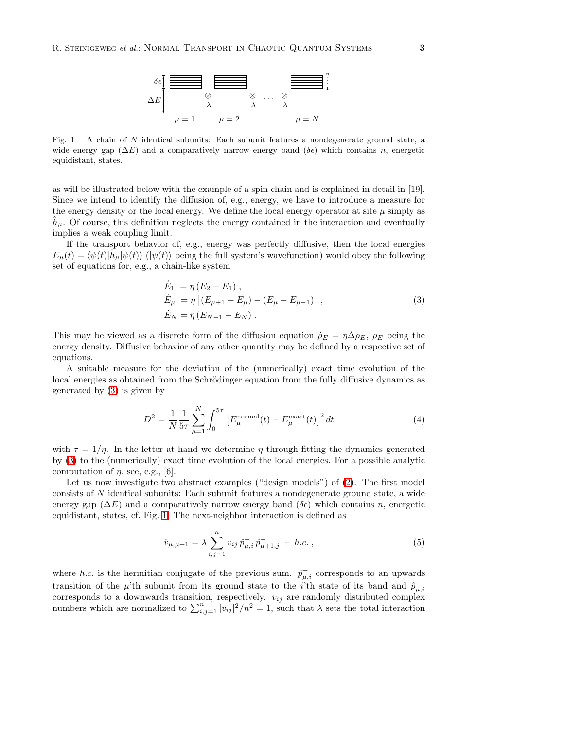Fig. 1 – A chain of $N$ identical subunits: Each subunit features a nondegenerate ground state, a wide energy gap ($\Delta E$) and a comparatively narrow energy band ($\delta\epsilon$) which contains $n$, energetic equidistant, states.

as will be illustrated below with the example of a spin chain and is explained in detail in [19]. Since we intend to identify the diffusion of, e.g., energy, we have to introduce a measure for the energy density or the local energy. We define the local energy operator at site $\mu$ simply as $\hat{h}_\mu$. Of course, this definition neglects the energy contained in the interaction and eventually implies a weak coupling limit.

If the transport behavior of, e.g., energy was perfectly diffusive, then the local energies $E_\mu(t) = \langle\psi(t)|\hat{h}_\mu|\psi(t)\rangle$ ($|\psi(t)\rangle$ being the full system's wavefunction) would obey the following set of equations for, e.g., a chain-like system

$$
\begin{aligned}
\dot{E}_1 &= \eta\,(E_2 - E_1)\,, \\
\dot{E}_\mu &= \eta\left[(E_{\mu+1} - E_\mu) - (E_\mu - E_{\mu-1})\right], \\
\dot{E}_N &= \eta\,(E_{N-1} - E_N)\,.
\end{aligned}
\tag{3}
$$

This may be viewed as a discrete form of the diffusion equation $\dot{\rho}_E = \eta\Delta\rho_E$, $\rho_E$ being the energy density. Diffusive behavior of any other quantity may be defined by a respective set of equations.

A suitable measure for the deviation of the (numerically) exact time evolution of the local energies as obtained from the Schrödinger equation from the fully diffusive dynamics as generated by (3) is given by

$$
D^2 = \frac{1}{N}\frac{1}{5\tau}\sum_{\mu=1}^{N}\int_0^{5\tau}\left[E_\mu^{\text{normal}}(t) - E_\mu^{\text{exact}}(t)\right]^2 dt \tag{4}
$$

with $\tau = 1/\eta$. In the letter at hand we determine $\eta$ through fitting the dynamics generated by (3) to the (numerically) exact time evolution of the local energies. For a possible analytic computation of $\eta$, see, e.g., [6].

Let us now investigate two abstract examples ("design models") of (2). The first model consists of $N$ identical subunits: Each subunit features a nondegenerate ground state, a wide energy gap ($\Delta E$) and a comparatively narrow energy band ($\delta\epsilon$) which contains $n$, energetic equidistant, states, cf. Fig. 1. The next-neighbor interaction is defined as

$$
\hat{v}_{\mu,\mu+1} = \lambda\sum_{i,j=1}^{n} v_{ij}\,\hat{p}^{+}_{\mu,i}\,\hat{p}^{-}_{\mu+1,j} + h.c.\,, \tag{5}
$$

where $h.c.$ is the hermitian conjugate of the previous sum. $\hat{p}^{+}_{\mu,i}$ corresponds to an upwards transition of the $\mu$'th subunit from its ground state to the $i$'th state of its band and $\hat{p}^{-}_{\mu,i}$ corresponds to a downwards transition, respectively. $v_{ij}$ are randomly distributed complex numbers which are normalized to $\sum_{i,j=1}^{n}|v_{ij}|^2/n^2 = 1$, such that $\lambda$ sets the total interaction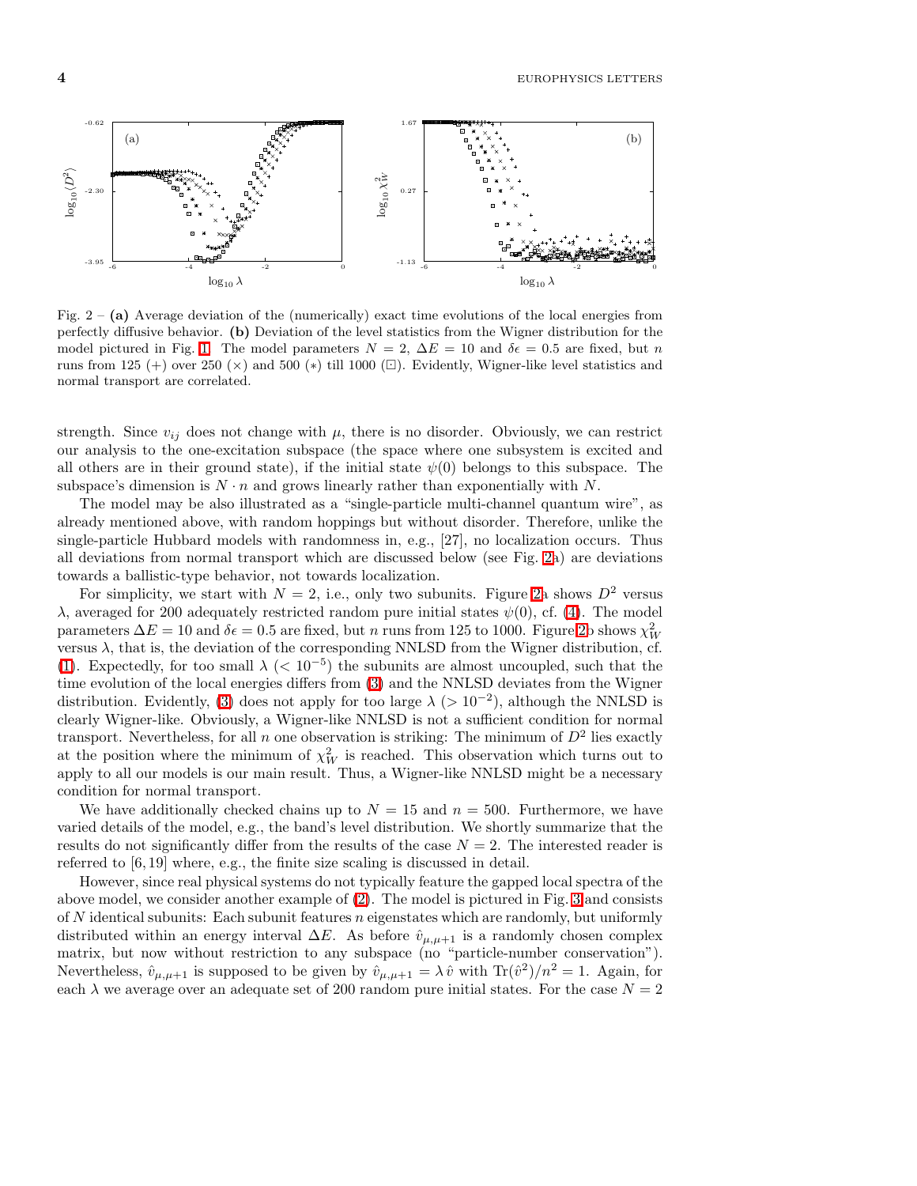Fig. 2 – **(a)** Average deviation of the (numerically) exact time evolutions of the local energies from perfectly diffusive behavior. **(b)** Deviation of the level statistics from the Wigner distribution for the model pictured in Fig. 1. The model parameters $N = 2$, $\Delta E = 10$ and $\delta\epsilon = 0.5$ are fixed, but $n$ runs from 125 (+) over 250 (×) and 500 (∗) till 1000 (⊡). Evidently, Wigner-like level statistics and normal transport are correlated.

strength. Since $v_{ij}$ does not change with $\mu$, there is no disorder. Obviously, we can restrict our analysis to the one-excitation subspace (the space where one subsystem is excited and all others are in their ground state), if the initial state $\psi(0)$ belongs to this subspace. The subspace's dimension is $N \cdot n$ and grows linearly rather than exponentially with $N$.

The model may be also illustrated as a "single-particle multi-channel quantum wire", as already mentioned above, with random hoppings but without disorder. Therefore, unlike the single-particle Hubbard models with randomness in, e.g., [27], no localization occurs. Thus all deviations from normal transport which are discussed below (see Fig. 2a) are deviations towards a ballistic-type behavior, not towards localization.

For simplicity, we start with $N = 2$, i.e., only two subunits. Figure 2a shows $D^2$ versus $\lambda$, averaged for 200 adequately restricted random pure initial states $\psi(0)$, cf. (4). The model parameters $\Delta E = 10$ and $\delta\epsilon = 0.5$ are fixed, but $n$ runs from 125 to 1000. Figure 2b shows $\chi^2_W$ versus $\lambda$, that is, the deviation of the corresponding NNLSD from the Wigner distribution, cf. (1). Expectedly, for too small $\lambda$ ($< 10^{-5}$) the subunits are almost uncoupled, such that the time evolution of the local energies differs from (3) and the NNLSD deviates from the Wigner distribution. Evidently, (3) does not apply for too large $\lambda$ ($> 10^{-2}$), although the NNLSD is clearly Wigner-like. Obviously, a Wigner-like NNLSD is not a sufficient condition for normal transport. Nevertheless, for all $n$ one observation is striking: The minimum of $D^2$ lies exactly at the position where the minimum of $\chi^2_W$ is reached. This observation which turns out to apply to all our models is our main result. Thus, a Wigner-like NNLSD might be a necessary condition for normal transport.

We have additionally checked chains up to $N = 15$ and $n = 500$. Furthermore, we have varied details of the model, e.g., the band's level distribution. We shortly summarize that the results do not significantly differ from the results of the case $N = 2$. The interested reader is referred to [6, 19] where, e.g., the finite size scaling is discussed in detail.

However, since real physical systems do not typically feature the gapped local spectra of the above model, we consider another example of (2). The model is pictured in Fig. 3 and consists of $N$ identical subunits: Each subunit features $n$ eigenstates which are randomly, but uniformly distributed within an energy interval $\Delta E$. As before $\hat{v}_{\mu,\mu+1}$ is a randomly chosen complex matrix, but now without restriction to any subspace (no "particle-number conservation"). Nevertheless, $\hat{v}_{\mu,\mu+1}$ is supposed to be given by $\hat{v}_{\mu,\mu+1} = \lambda\,\hat{v}$ with $\mathrm{Tr}(\hat{v}^2)/n^2 = 1$. Again, for each $\lambda$ we average over an adequate set of 200 random pure initial states. For the case $N = 2$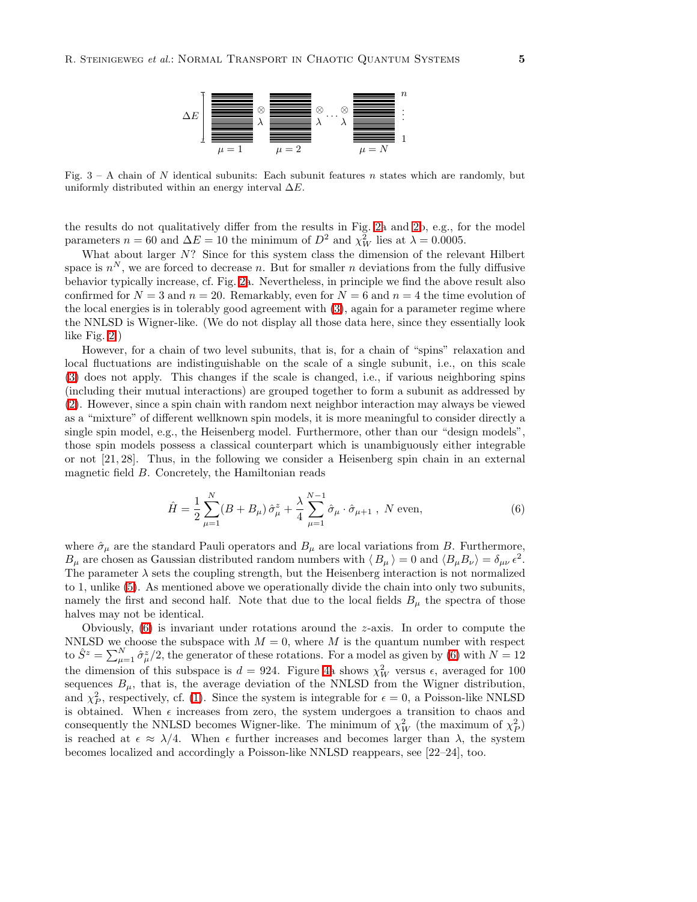Fig. 3 – A chain of $N$ identical subunits: Each subunit features $n$ states which are randomly, but uniformly distributed within an energy interval $\Delta E$.

the results do not qualitatively differ from the results in Fig. 2a and 2b, e.g., for the model parameters $n = 60$ and $\Delta E = 10$ the minimum of $D^2$ and $\chi^2_W$ lies at $\lambda = 0.0005$.

What about larger $N$? Since for this system class the dimension of the relevant Hilbert space is $n^N$, we are forced to decrease $n$. But for smaller $n$ deviations from the fully diffusive behavior typically increase, cf. Fig. 2a. Nevertheless, in principle we find the above result also confirmed for $N = 3$ and $n = 20$. Remarkably, even for $N = 6$ and $n = 4$ the time evolution of the local energies is in tolerably good agreement with (3), again for a parameter regime where the NNLSD is Wigner-like. (We do not display all those data here, since they essentially look like Fig. 2.)

However, for a chain of two level subunits, that is, for a chain of "spins" relaxation and local fluctuations are indistinguishable on the scale of a single subunit, i.e., on this scale (3) does not apply. This changes if the scale is changed, i.e., if various neighboring spins (including their mutual interactions) are grouped together to form a subunit as addressed by (2). However, since a spin chain with random next neighbor interaction may always be viewed as a "mixture" of different wellknown spin models, it is more meaningful to consider directly a single spin model, e.g., the Heisenberg model. Furthermore, other than our "design models", those spin models possess a classical counterpart which is unambiguously either integrable or not [21, 28]. Thus, in the following we consider a Heisenberg spin chain in an external magnetic field $B$. Concretely, the Hamiltonian reads

$$\hat{H} = \frac{1}{2} \sum_{\mu=1}^{N} (B + B_\mu)\, \hat{\sigma}^z_\mu + \frac{\lambda}{4} \sum_{\mu=1}^{N-1} \hat{\sigma}_\mu \cdot \hat{\sigma}_{\mu+1} \;,\; N \text{ even}, \tag{6}$$

where $\hat{\sigma}_\mu$ are the standard Pauli operators and $B_\mu$ are local variations from $B$. Furthermore, $B_\mu$ are chosen as Gaussian distributed random numbers with $\langle B_\mu \rangle = 0$ and $\langle B_\mu B_\nu \rangle = \delta_{\mu\nu}\, \epsilon^2$. The parameter $\lambda$ sets the coupling strength, but the Heisenberg interaction is not normalized to 1, unlike (5). As mentioned above we operationally divide the chain into only two subunits, namely the first and second half. Note that due to the local fields $B_\mu$ the spectra of those halves may not be identical.

Obviously, (6) is invariant under rotations around the $z$-axis. In order to compute the NNLSD we choose the subspace with $M = 0$, where $M$ is the quantum number with respect to $\hat{S}^z = \sum_{\mu=1}^{N} \hat{\sigma}^z_\mu/2$, the generator of these rotations. For a model as given by (6) with $N = 12$ the dimension of this subspace is $d = 924$. Figure 4a shows $\chi^2_W$ versus $\epsilon$, averaged for 100 sequences $B_\mu$, that is, the average deviation of the NNLSD from the Wigner distribution, and $\chi^2_P$, respectively, cf. (1). Since the system is integrable for $\epsilon = 0$, a Poisson-like NNLSD is obtained. When $\epsilon$ increases from zero, the system undergoes a transition to chaos and consequently the NNLSD becomes Wigner-like. The minimum of $\chi^2_W$ (the maximum of $\chi^2_P$) is reached at $\epsilon \approx \lambda/4$. When $\epsilon$ further increases and becomes larger than $\lambda$, the system becomes localized and accordingly a Poisson-like NNLSD reappears, see [22–24], too.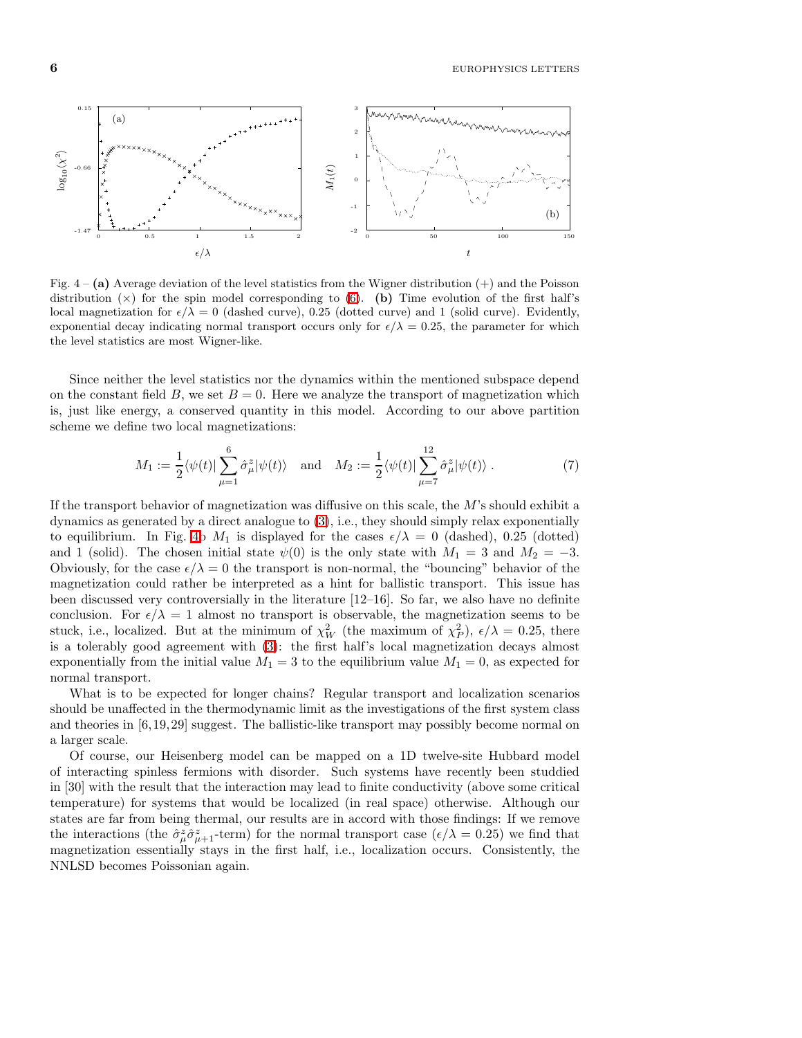Fig. 4 – **(a)** Average deviation of the level statistics from the Wigner distribution (+) and the Poisson distribution (×) for the spin model corresponding to (6). **(b)** Time evolution of the first half's local magnetization for $\epsilon/\lambda = 0$ (dashed curve), 0.25 (dotted curve) and 1 (solid curve). Evidently, exponential decay indicating normal transport occurs only for $\epsilon/\lambda = 0.25$, the parameter for which the level statistics are most Wigner-like.

Since neither the level statistics nor the dynamics within the mentioned subspace depend on the constant field $B$, we set $B = 0$. Here we analyze the transport of magnetization which is, just like energy, a conserved quantity in this model. According to our above partition scheme we define two local magnetizations:

$$M_1 := \frac{1}{2}\langle\psi(t)|\sum_{\mu=1}^{6}\hat{\sigma}_\mu^z|\psi(t)\rangle \quad \text{and} \quad M_2 := \frac{1}{2}\langle\psi(t)|\sum_{\mu=7}^{12}\hat{\sigma}_\mu^z|\psi(t)\rangle \; . \tag{7}$$

If the transport behavior of magnetization was diffusive on this scale, the $M$'s should exhibit a dynamics as generated by a direct analogue to (3), i.e., they should simply relax exponentially to equilibrium. In Fig. 4b $M_1$ is displayed for the cases $\epsilon/\lambda = 0$ (dashed), 0.25 (dotted) and 1 (solid). The chosen initial state $\psi(0)$ is the only state with $M_1 = 3$ and $M_2 = -3$. Obviously, for the case $\epsilon/\lambda = 0$ the transport is non-normal, the "bouncing" behavior of the magnetization could rather be interpreted as a hint for ballistic transport. This issue has been discussed very controversially in the literature [12–16]. So far, we also have no definite conclusion. For $\epsilon/\lambda = 1$ almost no transport is observable, the magnetization seems to be stuck, i.e., localized. But at the minimum of $\chi_W^2$ (the maximum of $\chi_P^2$), $\epsilon/\lambda = 0.25$, there is a tolerably good agreement with (3): the first half's local magnetization decays almost exponentially from the initial value $M_1 = 3$ to the equilibrium value $M_1 = 0$, as expected for normal transport.

What is to be expected for longer chains? Regular transport and localization scenarios should be unaffected in the thermodynamic limit as the investigations of the first system class and theories in [6,19,29] suggest. The ballistic-like transport may possibly become normal on a larger scale.

Of course, our Heisenberg model can be mapped on a 1D twelve-site Hubbard model of interacting spinless fermions with disorder. Such systems have recently been studdied in [30] with the result that the interaction may lead to finite conductivity (above some critical temperature) for systems that would be localized (in real space) otherwise. Although our states are far from being thermal, our results are in accord with those findings: If we remove the interactions (the $\hat{\sigma}_\mu^z\hat{\sigma}_{\mu+1}^z$-term) for the normal transport case ($\epsilon/\lambda = 0.25$) we find that magnetization essentially stays in the first half, i.e., localization occurs. Consistently, the NNLSD becomes Poissonian again.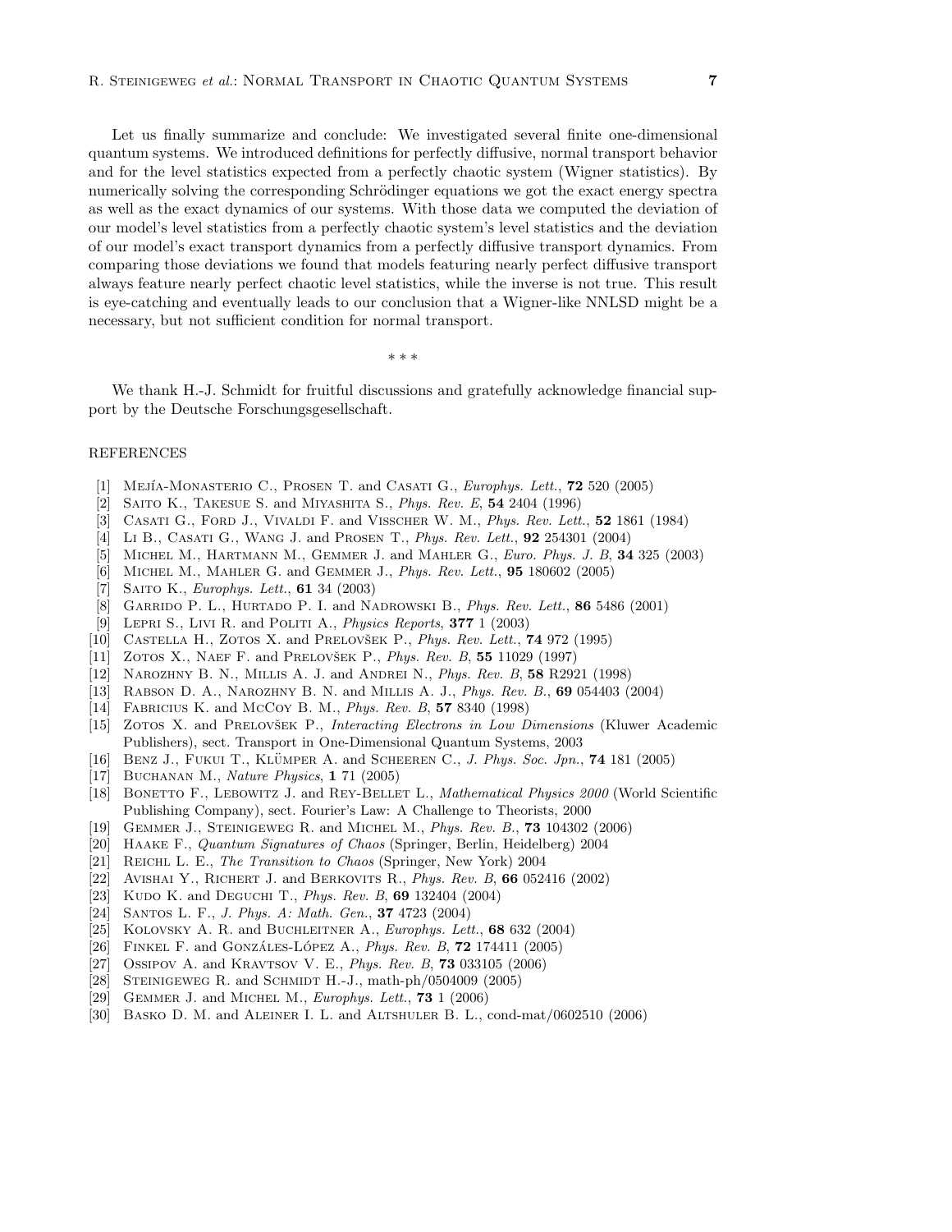Let us finally summarize and conclude: We investigated several finite one-dimensional quantum systems. We introduced definitions for perfectly diffusive, normal transport behavior and for the level statistics expected from a perfectly chaotic system (Wigner statistics). By numerically solving the corresponding Schrödinger equations we got the exact energy spectra as well as the exact dynamics of our systems. With those data we computed the deviation of our model's level statistics from a perfectly chaotic system's level statistics and the deviation of our model's exact transport dynamics from a perfectly diffusive transport dynamics. From comparing those deviations we found that models featuring nearly perfect diffusive transport always feature nearly perfect chaotic level statistics, while the inverse is not true. This result is eye-catching and eventually leads to our conclusion that a Wigner-like NNLSD might be a necessary, but not sufficient condition for normal transport.

\* \* \*

We thank H.-J. Schmidt for fruitful discussions and gratefully acknowledge financial support by the Deutsche Forschungsgesellschaft.

REFERENCES

[1] Mejía-Monasterio C., Prosen T. and Casati G., *Europhys. Lett.*, **72** 520 (2005)
[2] Saito K., Takesue S. and Miyashita S., *Phys. Rev. E*, **54** 2404 (1996)
[3] Casati G., Ford J., Vivaldi F. and Visscher W. M., *Phys. Rev. Lett.*, **52** 1861 (1984)
[4] Li B., Casati G., Wang J. and Prosen T., *Phys. Rev. Lett.*, **92** 254301 (2004)
[5] Michel M., Hartmann M., Gemmer J. and Mahler G., *Euro. Phys. J. B*, **34** 325 (2003)
[6] Michel M., Mahler G. and Gemmer J., *Phys. Rev. Lett.*, **95** 180602 (2005)
[7] Saito K., *Europhys. Lett.*, **61** 34 (2003)
[8] Garrido P. L., Hurtado P. I. and Nadrowski B., *Phys. Rev. Lett.*, **86** 5486 (2001)
[9] Lepri S., Livi R. and Politi A., *Physics Reports*, **377** 1 (2003)
[10] Castella H., Zotos X. and Prelovšek P., *Phys. Rev. Lett.*, **74** 972 (1995)
[11] Zotos X., Naef F. and Prelovšek P., *Phys. Rev. B*, **55** 11029 (1997)
[12] Narozhny B. N., Millis A. J. and Andrei N., *Phys. Rev. B*, **58** R2921 (1998)
[13] Rabson D. A., Narozhny B. N. and Millis A. J., *Phys. Rev. B.*, **69** 054403 (2004)
[14] Fabricius K. and McCoy B. M., *Phys. Rev. B*, **57** 8340 (1998)
[15] Zotos X. and Prelovšek P., *Interacting Electrons in Low Dimensions* (Kluwer Academic Publishers), sect. Transport in One-Dimensional Quantum Systems, 2003
[16] Benz J., Fukui T., Klümper A. and Scheeren C., *J. Phys. Soc. Jpn.*, **74** 181 (2005)
[17] Buchanan M., *Nature Physics*, **1** 71 (2005)
[18] Bonetto F., Lebowitz J. and Rey-Bellet L., *Mathematical Physics 2000* (World Scientific Publishing Company), sect. Fourier's Law: A Challenge to Theorists, 2000
[19] Gemmer J., Steinigeweg R. and Michel M., *Phys. Rev. B.*, **73** 104302 (2006)
[20] Haake F., *Quantum Signatures of Chaos* (Springer, Berlin, Heidelberg) 2004
[21] Reichl L. E., *The Transition to Chaos* (Springer, New York) 2004
[22] Avishai Y., Richert J. and Berkovits R., *Phys. Rev. B*, **66** 052416 (2002)
[23] Kudo K. and Deguchi T., *Phys. Rev. B*, **69** 132404 (2004)
[24] Santos L. F., *J. Phys. A: Math. Gen.*, **37** 4723 (2004)
[25] Kolovsky A. R. and Buchleitner A., *Europhys. Lett.*, **68** 632 (2004)
[26] Finkel F. and Gonzáles-López A., *Phys. Rev. B*, **72** 174411 (2005)
[27] Ossipov A. and Kravtsov V. E., *Phys. Rev. B*, **73** 033105 (2006)
[28] Steinigeweg R. and Schmidt H.-J., math-ph/0504009 (2005)
[29] Gemmer J. and Michel M., *Europhys. Lett.*, **73** 1 (2006)
[30] Basko D. M. and Aleiner I. L. and Altshuler B. L., cond-mat/0602510 (2006)